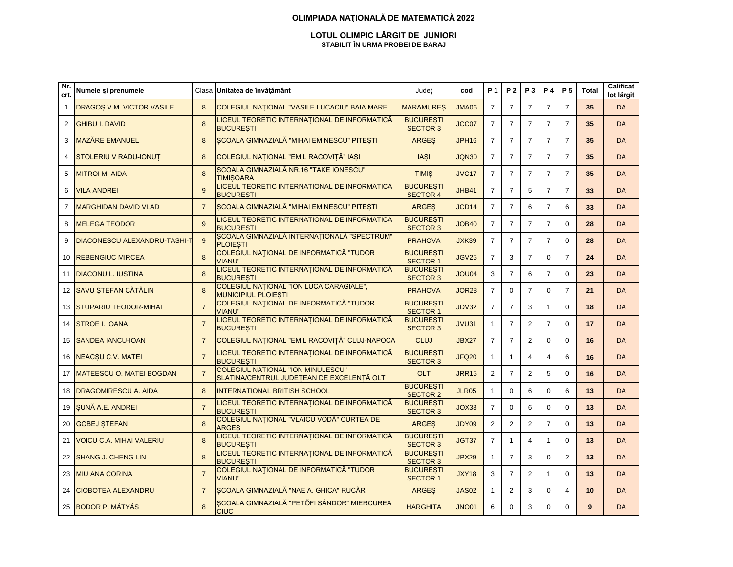**OLIMPIADA NAŢIONALĂ DE MATEMATICĂ 2022**

**LOTUL OLIMPIC LĂRGIT DE JUNIORI**
**STABILIT ÎN URMA PROBEI DE BARAJ**

| Nr. crt. | Numele şi prenumele | Clasa | Unitatea de învăţământ | Județ | cod | P 1 | P 2 | P 3 | P 4 | P 5 | Total | Calificat lot lărgit |
|---|---|---|---|---|---|---|---|---|---|---|---|---|
| 1 | DRAGOȘ V.M. VICTOR VASILE | 8 | COLEGIUL NAȚIONAL "VASILE LUCACIU" BAIA MARE | MARAMUREȘ | JMA06 | 7 | 7 | 7 | 7 | 7 | **35** | DA |
| 2 | GHIBU I. DAVID | 8 | LICEUL TEORETIC INTERNAȚIONAL DE INFORMATICĂ BUCUREȘTI | BUCUREȘTI SECTOR 3 | JCC07 | 7 | 7 | 7 | 7 | 7 | **35** | DA |
| 3 | MAZĂRE EMANUEL | 8 | ȘCOALA GIMNAZIALĂ "MIHAI EMINESCU" PITEȘTI | ARGEȘ | JPH16 | 7 | 7 | 7 | 7 | 7 | **35** | DA |
| 4 | STOLERIU V RADU-IONUȚ | 8 | COLEGIUL NAȚIONAL "EMIL RACOVIȚĂ" IAȘI | IAȘI | JQN30 | 7 | 7 | 7 | 7 | 7 | **35** | DA |
| 5 | MITROI M. AIDA | 8 | ȘCOALA GIMNAZIALĂ NR.16 "TAKE IONESCU" TIMIȘOARA | TIMIȘ | JVC17 | 7 | 7 | 7 | 7 | 7 | **35** | DA |
| 6 | VILA ANDREI | 9 | LICEUL TEORETIC INTERNATIONAL DE INFORMATICA BUCURESTI | BUCUREȘTI SECTOR 4 | JHB41 | 7 | 7 | 5 | 7 | 7 | **33** | DA |
| 7 | MARGHIDAN DAVID VLAD | 7 | ȘCOALA GIMNAZIALĂ "MIHAI EMINESCU" PITEȘTI | ARGEȘ | JCD14 | 7 | 7 | 6 | 7 | 6 | **33** | DA |
| 8 | MELEGA TEODOR | 9 | LICEUL TEORETIC INTERNATIONAL DE INFORMATICA BUCURESTI | BUCUREȘTI SECTOR 3 | JOB40 | 7 | 7 | 7 | 7 | 0 | **28** | DA |
| 9 | DIACONESCU ALEXANDRU-TASHI-T | 9 | ȘCOALA GIMNAZIALĂ INTERNAȚIONALĂ "SPECTRUM" PLOIEȘTI | PRAHOVA | JXK39 | 7 | 7 | 7 | 7 | 0 | **28** | DA |
| 10 | REBENGIUC MIRCEA | 8 | COLEGIUL NAȚIONAL DE INFORMATICĂ "TUDOR VIANU" | BUCUREȘTI SECTOR 1 | JGV25 | 7 | 3 | 7 | 0 | 7 | **24** | DA |
| 11 | DIACONU L. IUSTINA | 8 | LICEUL TEORETIC INTERNAȚIONAL DE INFORMATICĂ BUCUREȘTI | BUCUREȘTI SECTOR 3 | JOU04 | 3 | 7 | 6 | 7 | 0 | **23** | DA |
| 12 | SAVU ŞTEFAN CĂTĂLIN | 8 | COLEGIUL NAȚIONAL "ION LUCA CARAGIALE", MUNICIPIUL PLOIEȘTI | PRAHOVA | JOR28 | 7 | 0 | 7 | 0 | 7 | **21** | DA |
| 13 | STUPARIU TEODOR-MIHAI | 7 | COLEGIUL NAȚIONAL DE INFORMATICĂ "TUDOR VIANU" | BUCUREȘTI SECTOR 1 | JDV32 | 7 | 7 | 3 | 1 | 0 | **18** | DA |
| 14 | STROE I. IOANA | 7 | LICEUL TEORETIC INTERNAȚIONAL DE INFORMATICĂ BUCUREȘTI | BUCUREȘTI SECTOR 3 | JVU31 | 1 | 7 | 2 | 7 | 0 | **17** | DA |
| 15 | SANDEA IANCU-IOAN | 7 | COLEGIUL NAȚIONAL "EMIL RACOVIȚĂ" CLUJ-NAPOCA | CLUJ | JBX27 | 7 | 7 | 2 | 0 | 0 | **16** | DA |
| 16 | NEACȘU C.V. MATEI | 7 | LICEUL TEORETIC INTERNAȚIONAL DE INFORMATICĂ BUCUREȘTI | BUCUREȘTI SECTOR 3 | JFQ20 | 1 | 1 | 4 | 4 | 6 | **16** | DA |
| 17 | MATEESCU O. MATEI BOGDAN | 7 | COLEGIUL NAȚIONAL "ION MINULESCU" SLATINA/CENTRUL JUDEȚEAN DE EXCELENȚĂ OLT | OLT | JRR15 | 2 | 7 | 2 | 5 | 0 | **16** | DA |
| 18 | DRAGOMIRESCU A. AIDA | 8 | INTERNATIONAL BRITISH SCHOOL | BUCUREȘTI SECTOR 2 | JLR05 | 1 | 0 | 6 | 0 | 6 | **13** | DA |
| 19 | ȘUNĂ A.E. ANDREI | 7 | LICEUL TEORETIC INTERNAȚIONAL DE INFORMATICĂ BUCUREȘTI | BUCUREȘTI SECTOR 3 | JOX33 | 7 | 0 | 6 | 0 | 0 | **13** | DA |
| 20 | GOBEJ ȘTEFAN | 8 | COLEGIUL NAȚIONAL "VLAICU VODĂ" CURTEA DE ARGEȘ | ARGEȘ | JDY09 | 2 | 2 | 2 | 7 | 0 | **13** | DA |
| 21 | VOICU C.A. MIHAI VALERIU | 8 | LICEUL TEORETIC INTERNAȚIONAL DE INFORMATICĂ BUCUREȘTI | BUCUREȘTI SECTOR 3 | JGT37 | 7 | 1 | 4 | 1 | 0 | **13** | DA |
| 22 | SHANG J. CHENG LIN | 8 | LICEUL TEORETIC INTERNAȚIONAL DE INFORMATICĂ BUCUREȘTI | BUCUREȘTI SECTOR 3 | JPX29 | 1 | 7 | 3 | 0 | 2 | **13** | DA |
| 23 | MIU ANA CORINA | 7 | COLEGIUL NAȚIONAL DE INFORMATICĂ "TUDOR VIANU" | BUCUREȘTI SECTOR 1 | JXY18 | 3 | 7 | 2 | 1 | 0 | **13** | DA |
| 24 | CIOBOTEA ALEXANDRU | 7 | ȘCOALA GIMNAZIALĂ "NAE A. GHICA" RUCĂR | ARGEȘ | JAS02 | 1 | 2 | 3 | 0 | 4 | **10** | DA |
| 25 | BODOR P. MÁTYÁS | 8 | ȘCOALA GIMNAZIALĂ "PETŐFI SÁNDOR" MIERCUREA CIUC | HARGHITA | JNO01 | 6 | 0 | 3 | 0 | 0 | **9** | DA |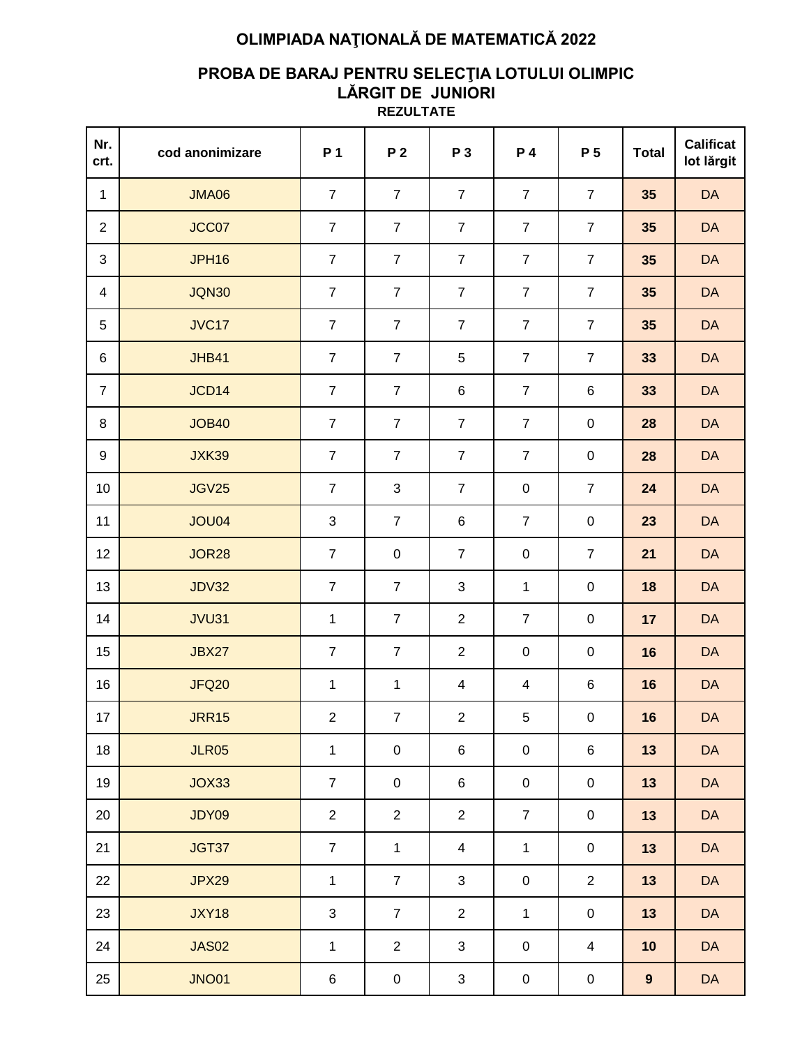# OLIMPIADA NAŢIONALĂ DE MATEMATICĂ 2022

## PROBA DE BARAJ PENTRU SELECŢIA LOTULUI OLIMPIC LĂRGIT DE JUNIORI

### REZULTATE

| Nr. crt. | cod anonimizare | P 1 | P 2 | P 3 | P 4 | P 5 | Total | Calificat lot lărgit |
|---|---|---|---|---|---|---|---|---|
| 1 | JMA06 | 7 | 7 | 7 | 7 | 7 | **35** | DA |
| 2 | JCC07 | 7 | 7 | 7 | 7 | 7 | **35** | DA |
| 3 | JPH16 | 7 | 7 | 7 | 7 | 7 | **35** | DA |
| 4 | JQN30 | 7 | 7 | 7 | 7 | 7 | **35** | DA |
| 5 | JVC17 | 7 | 7 | 7 | 7 | 7 | **35** | DA |
| 6 | JHB41 | 7 | 7 | 5 | 7 | 7 | **33** | DA |
| 7 | JCD14 | 7 | 7 | 6 | 7 | 6 | **33** | DA |
| 8 | JOB40 | 7 | 7 | 7 | 7 | 0 | **28** | DA |
| 9 | JXK39 | 7 | 7 | 7 | 7 | 0 | **28** | DA |
| 10 | JGV25 | 7 | 3 | 7 | 0 | 7 | **24** | DA |
| 11 | JOU04 | 3 | 7 | 6 | 7 | 0 | **23** | DA |
| 12 | JOR28 | 7 | 0 | 7 | 0 | 7 | **21** | DA |
| 13 | JDV32 | 7 | 7 | 3 | 1 | 0 | **18** | DA |
| 14 | JVU31 | 1 | 7 | 2 | 7 | 0 | **17** | DA |
| 15 | JBX27 | 7 | 7 | 2 | 0 | 0 | **16** | DA |
| 16 | JFQ20 | 1 | 1 | 4 | 4 | 6 | **16** | DA |
| 17 | JRR15 | 2 | 7 | 2 | 5 | 0 | **16** | DA |
| 18 | JLR05 | 1 | 0 | 6 | 0 | 6 | **13** | DA |
| 19 | JOX33 | 7 | 0 | 6 | 0 | 0 | **13** | DA |
| 20 | JDY09 | 2 | 2 | 2 | 7 | 0 | **13** | DA |
| 21 | JGT37 | 7 | 1 | 4 | 1 | 0 | **13** | DA |
| 22 | JPX29 | 1 | 7 | 3 | 0 | 2 | **13** | DA |
| 23 | JXY18 | 3 | 7 | 2 | 1 | 0 | **13** | DA |
| 24 | JAS02 | 1 | 2 | 3 | 0 | 4 | **10** | DA |
| 25 | JNO01 | 6 | 0 | 3 | 0 | 0 | **9** | DA |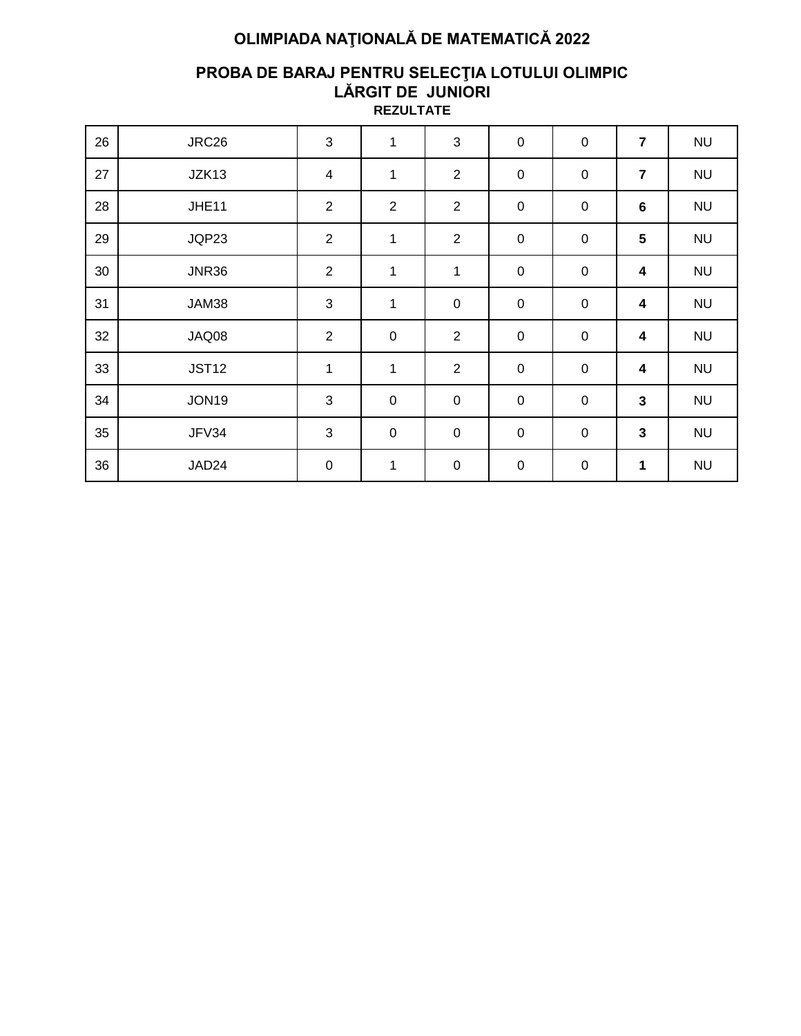# OLIMPIADA NAŢIONALĂ DE MATEMATICĂ 2022

## PROBA DE BARAJ PENTRU SELECŢIA LOTULUI OLIMPIC LĂRGIT DE JUNIORI

**REZULTATE**

| | | | | | | | | |
|---|---|---|---|---|---|---|---|---|
| 26 | JRC26 | 3 | 1 | 3 | 0 | 0 | **7** | NU |
| 27 | JZK13 | 4 | 1 | 2 | 0 | 0 | **7** | NU |
| 28 | JHE11 | 2 | 2 | 2 | 0 | 0 | **6** | NU |
| 29 | JQP23 | 2 | 1 | 2 | 0 | 0 | **5** | NU |
| 30 | JNR36 | 2 | 1 | 1 | 0 | 0 | **4** | NU |
| 31 | JAM38 | 3 | 1 | 0 | 0 | 0 | **4** | NU |
| 32 | JAQ08 | 2 | 0 | 2 | 0 | 0 | **4** | NU |
| 33 | JST12 | 1 | 1 | 2 | 0 | 0 | **4** | NU |
| 34 | JON19 | 3 | 0 | 0 | 0 | 0 | **3** | NU |
| 35 | JFV34 | 3 | 0 | 0 | 0 | 0 | **3** | NU |
| 36 | JAD24 | 0 | 1 | 0 | 0 | 0 | **1** | NU |